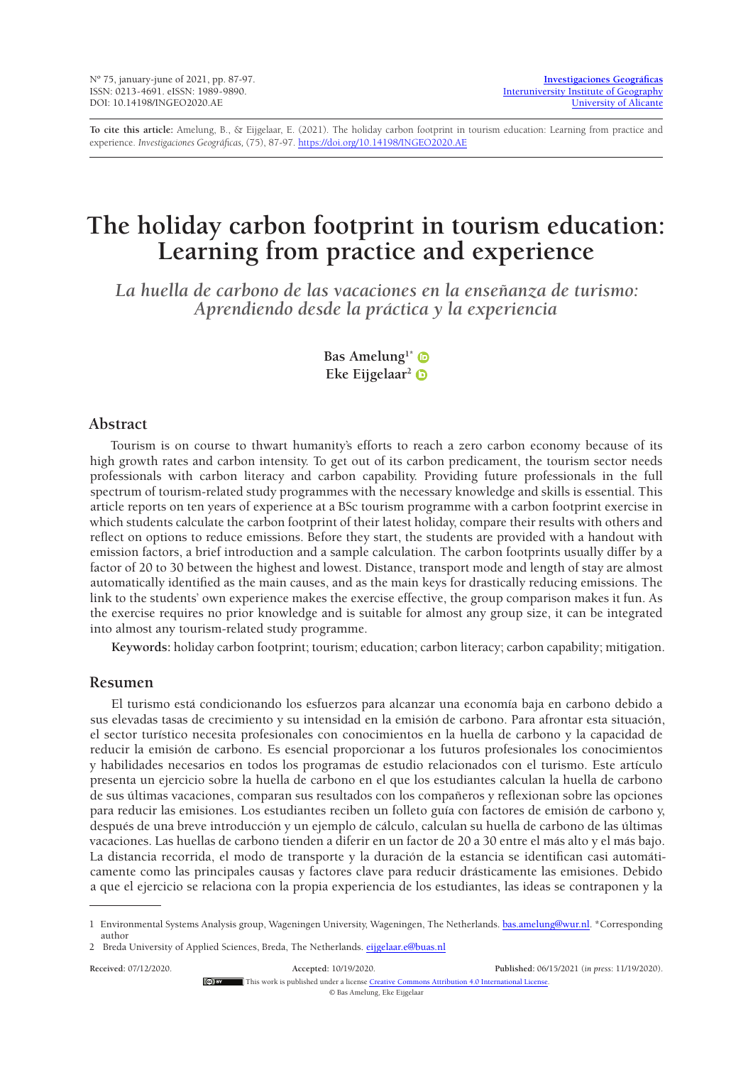**To cite this article:** Amelung, B., & Eijgelaar, E. (2021). The holiday carbon footprint in tourism education: Learning from practice and experience. *Investigaciones Geográficas*, (75), 87-97. https://doi.org/10.14198/INGEO2020.AE

# The holiday carbon footprint in tourism education: Learning from practice and experience

## *La huella de carbono de las vacaciones en la enseñanza de turismo: Aprendiendo desde la práctica y la experiencia*

**Bas Amelung**[1*]
**Eke Eijgelaar**[2]

## Abstract

Tourism is on course to thwart humanity's efforts to reach a zero carbon economy because of its high growth rates and carbon intensity. To get out of its carbon predicament, the tourism sector needs professionals with carbon literacy and carbon capability. Providing future professionals in the full spectrum of tourism-related study programmes with the necessary knowledge and skills is essential. This article reports on ten years of experience at a BSc tourism programme with a carbon footprint exercise in which students calculate the carbon footprint of their latest holiday, compare their results with others and reflect on options to reduce emissions. Before they start, the students are provided with a handout with emission factors, a brief introduction and a sample calculation. The carbon footprints usually differ by a factor of 20 to 30 between the highest and lowest. Distance, transport mode and length of stay are almost automatically identified as the main causes, and as the main keys for drastically reducing emissions. The link to the students' own experience makes the exercise effective, the group comparison makes it fun. As the exercise requires no prior knowledge and is suitable for almost any group size, it can be integrated into almost any tourism-related study programme.

**Keywords:** holiday carbon footprint; tourism; education; carbon literacy; carbon capability; mitigation.

## Resumen

El turismo está condicionando los esfuerzos para alcanzar una economía baja en carbono debido a sus elevadas tasas de crecimiento y su intensidad en la emisión de carbono. Para afrontar esta situación, el sector turístico necesita profesionales con conocimientos en la huella de carbono y la capacidad de reducir la emisión de carbono. Es esencial proporcionar a los futuros profesionales los conocimientos y habilidades necesarios en todos los programas de estudio relacionados con el turismo. Este artículo presenta un ejercicio sobre la huella de carbono en el que los estudiantes calculan la huella de carbono de sus últimas vacaciones, comparan sus resultados con los compañeros y reflexionan sobre las opciones para reducir las emisiones. Los estudiantes reciben un folleto guía con factores de emisión de carbono y, después de una breve introducción y un ejemplo de cálculo, calculan su huella de carbono de las últimas vacaciones. Las huellas de carbono tienden a diferir en un factor de 20 a 30 entre el más alto y el más bajo. La distancia recorrida, el modo de transporte y la duración de la estancia se identifican casi automáticamente como las principales causas y factores clave para reducir drásticamente las emisiones. Debido a que el ejercicio se relaciona con la propia experiencia de los estudiantes, las ideas se contraponen y la

---

1 Environmental Systems Analysis group, Wageningen University, Wageningen, The Netherlands. bas.amelung@wur.nl. *Corresponding author

2 Breda University of Applied Sciences, Breda, The Netherlands. eijgelaar.e@buas.nl

**Received:** 07/12/2020. **Accepted:** 10/19/2020. **Published:** 06/15/2021 (*in press*: 11/19/2020).

This work is published under a license Creative Commons Attribution 4.0 International License.

© Bas Amelung, Eke Eijgelaar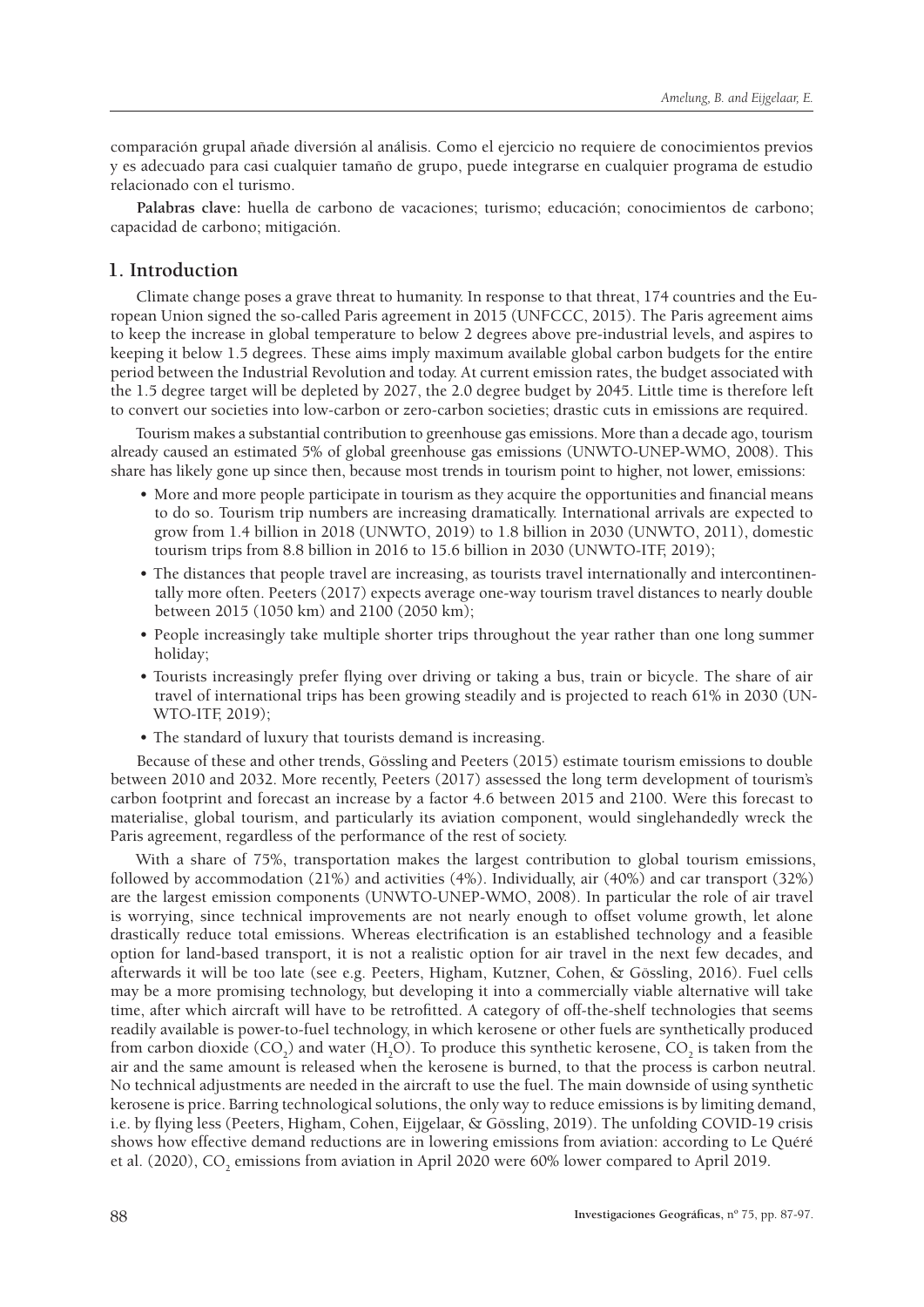comparación grupal añade diversión al análisis. Como el ejercicio no requiere de conocimientos previos y es adecuado para casi cualquier tamaño de grupo, puede integrarse en cualquier programa de estudio relacionado con el turismo.

**Palabras clave:** huella de carbono de vacaciones; turismo; educación; conocimientos de carbono; capacidad de carbono; mitigación.

## 1. Introduction

Climate change poses a grave threat to humanity. In response to that threat, 174 countries and the European Union signed the so-called Paris agreement in 2015 (UNFCCC, 2015). The Paris agreement aims to keep the increase in global temperature to below 2 degrees above pre-industrial levels, and aspires to keeping it below 1.5 degrees. These aims imply maximum available global carbon budgets for the entire period between the Industrial Revolution and today. At current emission rates, the budget associated with the 1.5 degree target will be depleted by 2027, the 2.0 degree budget by 2045. Little time is therefore left to convert our societies into low-carbon or zero-carbon societies; drastic cuts in emissions are required.

Tourism makes a substantial contribution to greenhouse gas emissions. More than a decade ago, tourism already caused an estimated 5% of global greenhouse gas emissions (UNWTO-UNEP-WMO, 2008). This share has likely gone up since then, because most trends in tourism point to higher, not lower, emissions:

- More and more people participate in tourism as they acquire the opportunities and financial means to do so. Tourism trip numbers are increasing dramatically. International arrivals are expected to grow from 1.4 billion in 2018 (UNWTO, 2019) to 1.8 billion in 2030 (UNWTO, 2011), domestic tourism trips from 8.8 billion in 2016 to 15.6 billion in 2030 (UNWTO-ITF, 2019);
- The distances that people travel are increasing, as tourists travel internationally and intercontinentally more often. Peeters (2017) expects average one-way tourism travel distances to nearly double between 2015 (1050 km) and 2100 (2050 km);
- People increasingly take multiple shorter trips throughout the year rather than one long summer holiday;
- Tourists increasingly prefer flying over driving or taking a bus, train or bicycle. The share of air travel of international trips has been growing steadily and is projected to reach 61% in 2030 (UNWTO-ITF, 2019);
- The standard of luxury that tourists demand is increasing.

Because of these and other trends, Gössling and Peeters (2015) estimate tourism emissions to double between 2010 and 2032. More recently, Peeters (2017) assessed the long term development of tourism's carbon footprint and forecast an increase by a factor 4.6 between 2015 and 2100. Were this forecast to materialise, global tourism, and particularly its aviation component, would singlehandedly wreck the Paris agreement, regardless of the performance of the rest of society.

With a share of 75%, transportation makes the largest contribution to global tourism emissions, followed by accommodation (21%) and activities (4%). Individually, air (40%) and car transport (32%) are the largest emission components (UNWTO-UNEP-WMO, 2008). In particular the role of air travel is worrying, since technical improvements are not nearly enough to offset volume growth, let alone drastically reduce total emissions. Whereas electrification is an established technology and a feasible option for land-based transport, it is not a realistic option for air travel in the next few decades, and afterwards it will be too late (see e.g. Peeters, Higham, Kutzner, Cohen, & Gössling, 2016). Fuel cells may be a more promising technology, but developing it into a commercially viable alternative will take time, after which aircraft will have to be retrofitted. A category of off-the-shelf technologies that seems readily available is power-to-fuel technology, in which kerosene or other fuels are synthetically produced from carbon dioxide ($CO_2$) and water ($H_2O$). To produce this synthetic kerosene, $CO_2$ is taken from the air and the same amount is released when the kerosene is burned, to that the process is carbon neutral. No technical adjustments are needed in the aircraft to use the fuel. The main downside of using synthetic kerosene is price. Barring technological solutions, the only way to reduce emissions is by limiting demand, i.e. by flying less (Peeters, Higham, Cohen, Eijgelaar, & Gössling, 2019). The unfolding COVID-19 crisis shows how effective demand reductions are in lowering emissions from aviation: according to Le Quéré et al. (2020), $CO_2$ emissions from aviation in April 2020 were 60% lower compared to April 2019.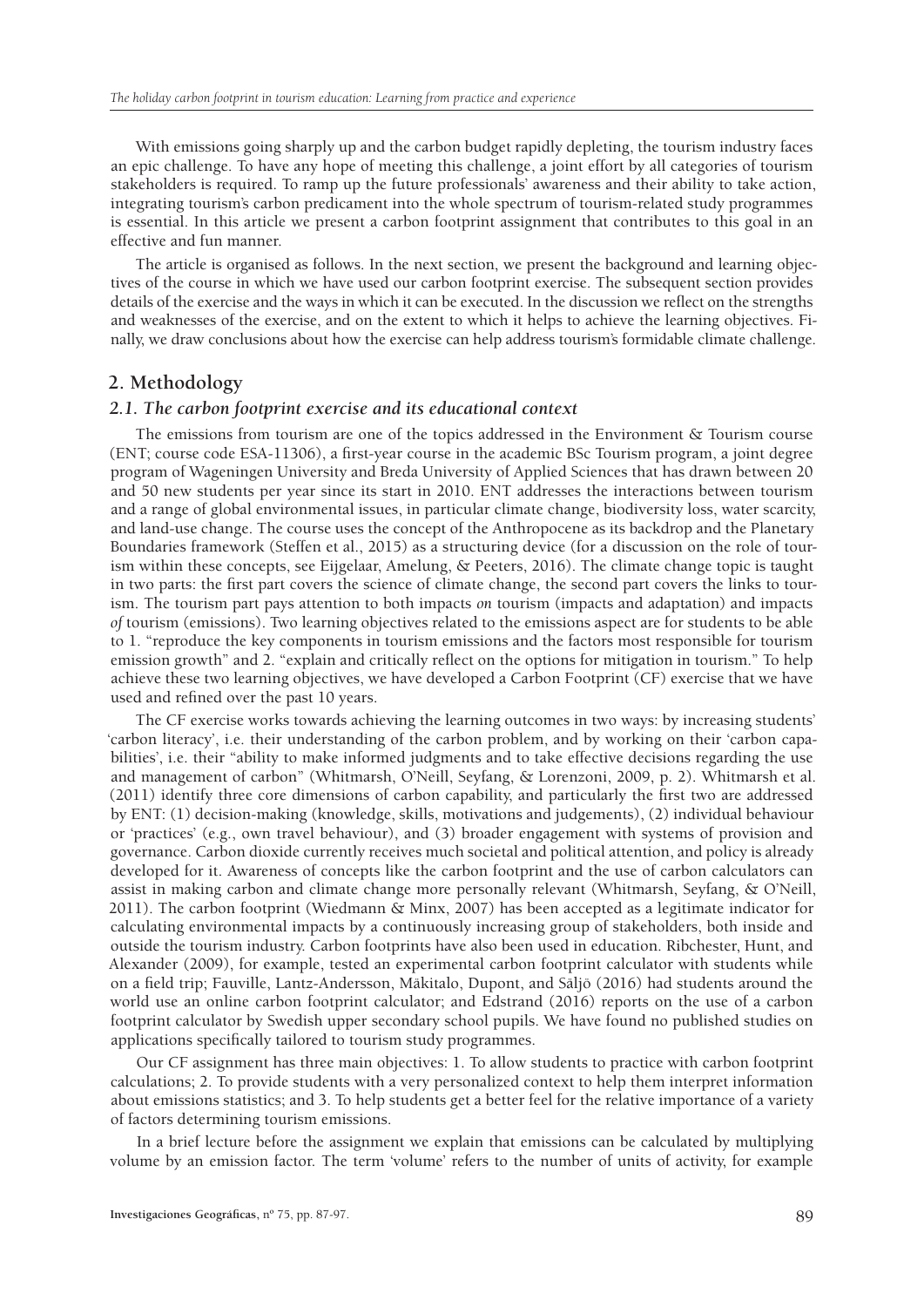With emissions going sharply up and the carbon budget rapidly depleting, the tourism industry faces an epic challenge. To have any hope of meeting this challenge, a joint effort by all categories of tourism stakeholders is required. To ramp up the future professionals' awareness and their ability to take action, integrating tourism's carbon predicament into the whole spectrum of tourism-related study programmes is essential. In this article we present a carbon footprint assignment that contributes to this goal in an effective and fun manner.

The article is organised as follows. In the next section, we present the background and learning objectives of the course in which we have used our carbon footprint exercise. The subsequent section provides details of the exercise and the ways in which it can be executed. In the discussion we reflect on the strengths and weaknesses of the exercise, and on the extent to which it helps to achieve the learning objectives. Finally, we draw conclusions about how the exercise can help address tourism's formidable climate challenge.

## 2. Methodology

### *2.1. The carbon footprint exercise and its educational context*

The emissions from tourism are one of the topics addressed in the Environment & Tourism course (ENT; course code ESA-11306), a first-year course in the academic BSc Tourism program, a joint degree program of Wageningen University and Breda University of Applied Sciences that has drawn between 20 and 50 new students per year since its start in 2010. ENT addresses the interactions between tourism and a range of global environmental issues, in particular climate change, biodiversity loss, water scarcity, and land-use change. The course uses the concept of the Anthropocene as its backdrop and the Planetary Boundaries framework (Steffen et al., 2015) as a structuring device (for a discussion on the role of tourism within these concepts, see Eijgelaar, Amelung, & Peeters, 2016). The climate change topic is taught in two parts: the first part covers the science of climate change, the second part covers the links to tourism. The tourism part pays attention to both impacts *on* tourism (impacts and adaptation) and impacts *of* tourism (emissions). Two learning objectives related to the emissions aspect are for students to be able to 1. "reproduce the key components in tourism emissions and the factors most responsible for tourism emission growth" and 2. "explain and critically reflect on the options for mitigation in tourism." To help achieve these two learning objectives, we have developed a Carbon Footprint (CF) exercise that we have used and refined over the past 10 years.

The CF exercise works towards achieving the learning outcomes in two ways: by increasing students' 'carbon literacy', i.e. their understanding of the carbon problem, and by working on their 'carbon capabilities', i.e. their "ability to make informed judgments and to take effective decisions regarding the use and management of carbon" (Whitmarsh, O'Neill, Seyfang, & Lorenzoni, 2009, p. 2). Whitmarsh et al. (2011) identify three core dimensions of carbon capability, and particularly the first two are addressed by ENT: (1) decision-making (knowledge, skills, motivations and judgements), (2) individual behaviour or 'practices' (e.g., own travel behaviour), and (3) broader engagement with systems of provision and governance. Carbon dioxide currently receives much societal and political attention, and policy is already developed for it. Awareness of concepts like the carbon footprint and the use of carbon calculators can assist in making carbon and climate change more personally relevant (Whitmarsh, Seyfang, & O'Neill, 2011). The carbon footprint (Wiedmann & Minx, 2007) has been accepted as a legitimate indicator for calculating environmental impacts by a continuously increasing group of stakeholders, both inside and outside the tourism industry. Carbon footprints have also been used in education. Ribchester, Hunt, and Alexander (2009), for example, tested an experimental carbon footprint calculator with students while on a field trip; Fauville, Lantz-Andersson, Mäkitalo, Dupont, and Säljö (2016) had students around the world use an online carbon footprint calculator; and Edstrand (2016) reports on the use of a carbon footprint calculator by Swedish upper secondary school pupils. We have found no published studies on applications specifically tailored to tourism study programmes.

Our CF assignment has three main objectives: 1. To allow students to practice with carbon footprint calculations; 2. To provide students with a very personalized context to help them interpret information about emissions statistics; and 3. To help students get a better feel for the relative importance of a variety of factors determining tourism emissions.

In a brief lecture before the assignment we explain that emissions can be calculated by multiplying volume by an emission factor. The term 'volume' refers to the number of units of activity, for example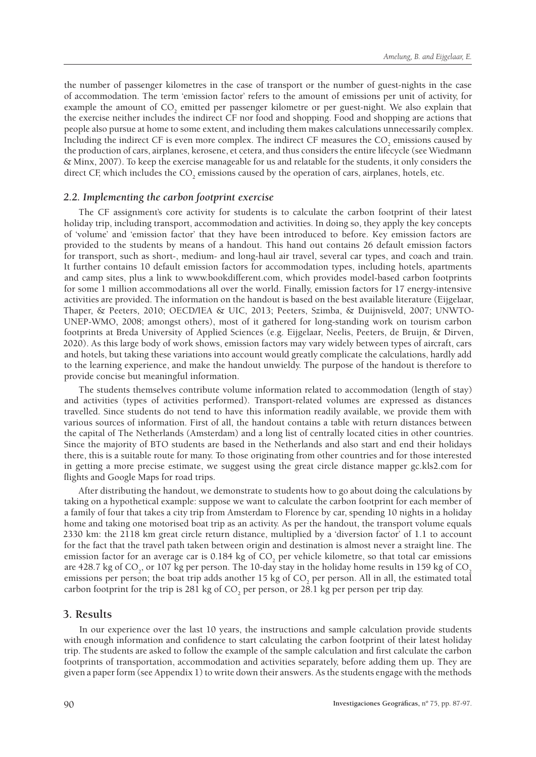the number of passenger kilometres in the case of transport or the number of guest-nights in the case of accommodation. The term 'emission factor' refers to the amount of emissions per unit of activity, for example the amount of $CO_2$ emitted per passenger kilometre or per guest-night. We also explain that the exercise neither includes the indirect CF nor food and shopping. Food and shopping are actions that people also pursue at home to some extent, and including them makes calculations unnecessarily complex. Including the indirect CF is even more complex. The indirect CF measures the $CO_2$ emissions caused by the production of cars, airplanes, kerosene, et cetera, and thus considers the entire lifecycle (see Wiedmann & Minx, 2007). To keep the exercise manageable for us and relatable for the students, it only considers the direct CF, which includes the $CO_2$ emissions caused by the operation of cars, airplanes, hotels, etc.

### *2.2. Implementing the carbon footprint exercise*

The CF assignment's core activity for students is to calculate the carbon footprint of their latest holiday trip, including transport, accommodation and activities. In doing so, they apply the key concepts of 'volume' and 'emission factor' that they have been introduced to before. Key emission factors are provided to the students by means of a handout. This hand out contains 26 default emission factors for transport, such as short-, medium- and long-haul air travel, several car types, and coach and train. It further contains 10 default emission factors for accommodation types, including hotels, apartments and camp sites, plus a link to www.bookdifferent.com, which provides model-based carbon footprints for some 1 million accommodations all over the world. Finally, emission factors for 17 energy-intensive activities are provided. The information on the handout is based on the best available literature (Eijgelaar, Thaper, & Peeters, 2010; OECD/IEA & UIC, 2013; Peeters, Szimba, & Duijnisveld, 2007; UNWTO-UNEP-WMO, 2008; amongst others), most of it gathered for long-standing work on tourism carbon footprints at Breda University of Applied Sciences (e.g. Eijgelaar, Neelis, Peeters, de Bruijn, & Dirven, 2020). As this large body of work shows, emission factors may vary widely between types of aircraft, cars and hotels, but taking these variations into account would greatly complicate the calculations, hardly add to the learning experience, and make the handout unwieldy. The purpose of the handout is therefore to provide concise but meaningful information.

The students themselves contribute volume information related to accommodation (length of stay) and activities (types of activities performed). Transport-related volumes are expressed as distances travelled. Since students do not tend to have this information readily available, we provide them with various sources of information. First of all, the handout contains a table with return distances between the capital of The Netherlands (Amsterdam) and a long list of centrally located cities in other countries. Since the majority of BTO students are based in the Netherlands and also start and end their holidays there, this is a suitable route for many. To those originating from other countries and for those interested in getting a more precise estimate, we suggest using the great circle distance mapper gc.kls2.com for flights and Google Maps for road trips.

After distributing the handout, we demonstrate to students how to go about doing the calculations by taking on a hypothetical example: suppose we want to calculate the carbon footprint for each member of a family of four that takes a city trip from Amsterdam to Florence by car, spending 10 nights in a holiday home and taking one motorised boat trip as an activity. As per the handout, the transport volume equals 2330 km: the 2118 km great circle return distance, multiplied by a 'diversion factor' of 1.1 to account for the fact that the travel path taken between origin and destination is almost never a straight line. The emission factor for an average car is 0.184 kg of $CO_2$ per vehicle kilometre, so that total car emissions are 428.7 kg of $CO_2$, or 107 kg per person. The 10-day stay in the holiday home results in 159 kg of $CO_2$ emissions per person; the boat trip adds another 15 kg of $CO_2$ per person. All in all, the estimated total carbon footprint for the trip is 281 kg of $CO_2$ per person, or 28.1 kg per person per trip day.

## 3. Results

In our experience over the last 10 years, the instructions and sample calculation provide students with enough information and confidence to start calculating the carbon footprint of their latest holiday trip. The students are asked to follow the example of the sample calculation and first calculate the carbon footprints of transportation, accommodation and activities separately, before adding them up. They are given a paper form (see Appendix 1) to write down their answers. As the students engage with the methods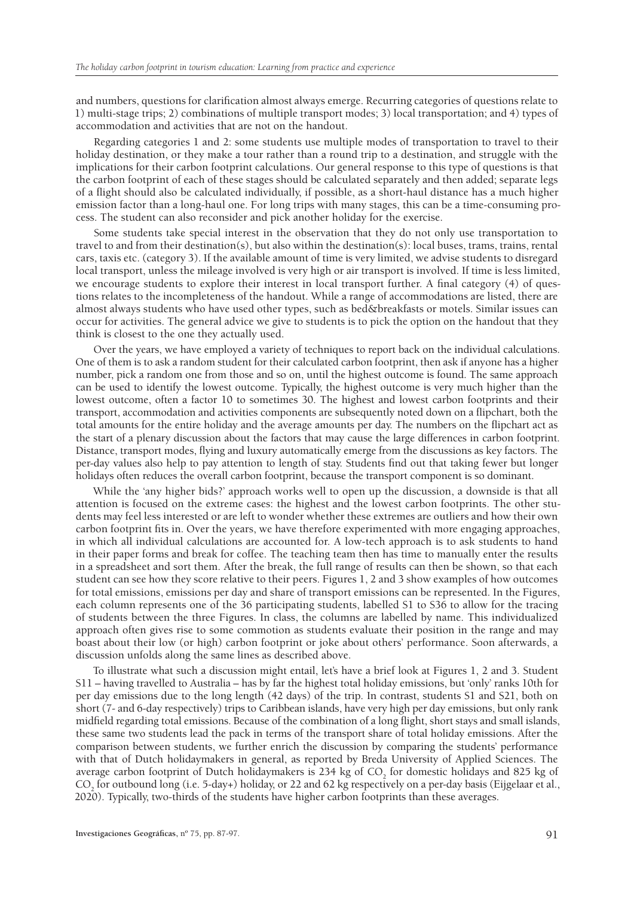and numbers, questions for clarification almost always emerge. Recurring categories of questions relate to 1) multi-stage trips; 2) combinations of multiple transport modes; 3) local transportation; and 4) types of accommodation and activities that are not on the handout.

Regarding categories 1 and 2: some students use multiple modes of transportation to travel to their holiday destination, or they make a tour rather than a round trip to a destination, and struggle with the implications for their carbon footprint calculations. Our general response to this type of questions is that the carbon footprint of each of these stages should be calculated separately and then added; separate legs of a flight should also be calculated individually, if possible, as a short-haul distance has a much higher emission factor than a long-haul one. For long trips with many stages, this can be a time-consuming process. The student can also reconsider and pick another holiday for the exercise.

Some students take special interest in the observation that they do not only use transportation to travel to and from their destination(s), but also within the destination(s): local buses, trams, trains, rental cars, taxis etc. (category 3). If the available amount of time is very limited, we advise students to disregard local transport, unless the mileage involved is very high or air transport is involved. If time is less limited, we encourage students to explore their interest in local transport further. A final category (4) of questions relates to the incompleteness of the handout. While a range of accommodations are listed, there are almost always students who have used other types, such as bed&breakfasts or motels. Similar issues can occur for activities. The general advice we give to students is to pick the option on the handout that they think is closest to the one they actually used.

Over the years, we have employed a variety of techniques to report back on the individual calculations. One of them is to ask a random student for their calculated carbon footprint, then ask if anyone has a higher number, pick a random one from those and so on, until the highest outcome is found. The same approach can be used to identify the lowest outcome. Typically, the highest outcome is very much higher than the lowest outcome, often a factor 10 to sometimes 30. The highest and lowest carbon footprints and their transport, accommodation and activities components are subsequently noted down on a flipchart, both the total amounts for the entire holiday and the average amounts per day. The numbers on the flipchart act as the start of a plenary discussion about the factors that may cause the large differences in carbon footprint. Distance, transport modes, flying and luxury automatically emerge from the discussions as key factors. The per-day values also help to pay attention to length of stay. Students find out that taking fewer but longer holidays often reduces the overall carbon footprint, because the transport component is so dominant.

While the 'any higher bids?' approach works well to open up the discussion, a downside is that all attention is focused on the extreme cases: the highest and the lowest carbon footprints. The other students may feel less interested or are left to wonder whether these extremes are outliers and how their own carbon footprint fits in. Over the years, we have therefore experimented with more engaging approaches, in which all individual calculations are accounted for. A low-tech approach is to ask students to hand in their paper forms and break for coffee. The teaching team then has time to manually enter the results in a spreadsheet and sort them. After the break, the full range of results can then be shown, so that each student can see how they score relative to their peers. Figures 1, 2 and 3 show examples of how outcomes for total emissions, emissions per day and share of transport emissions can be represented. In the Figures, each column represents one of the 36 participating students, labelled S1 to S36 to allow for the tracing of students between the three Figures. In class, the columns are labelled by name. This individualized approach often gives rise to some commotion as students evaluate their position in the range and may boast about their low (or high) carbon footprint or joke about others' performance. Soon afterwards, a discussion unfolds along the same lines as described above.

To illustrate what such a discussion might entail, let's have a brief look at Figures 1, 2 and 3. Student S11 – having travelled to Australia – has by far the highest total holiday emissions, but 'only' ranks 10th for per day emissions due to the long length (42 days) of the trip. In contrast, students S1 and S21, both on short (7- and 6-day respectively) trips to Caribbean islands, have very high per day emissions, but only rank midfield regarding total emissions. Because of the combination of a long flight, short stays and small islands, these same two students lead the pack in terms of the transport share of total holiday emissions. After the comparison between students, we further enrich the discussion by comparing the students' performance with that of Dutch holidaymakers in general, as reported by Breda University of Applied Sciences. The average carbon footprint of Dutch holidaymakers is 234 kg of $CO_2$ for domestic holidays and 825 kg of $CO_2$ for outbound long (i.e. 5-day+) holiday, or 22 and 62 kg respectively on a per-day basis (Eijgelaar et al., 2020). Typically, two-thirds of the students have higher carbon footprints than these averages.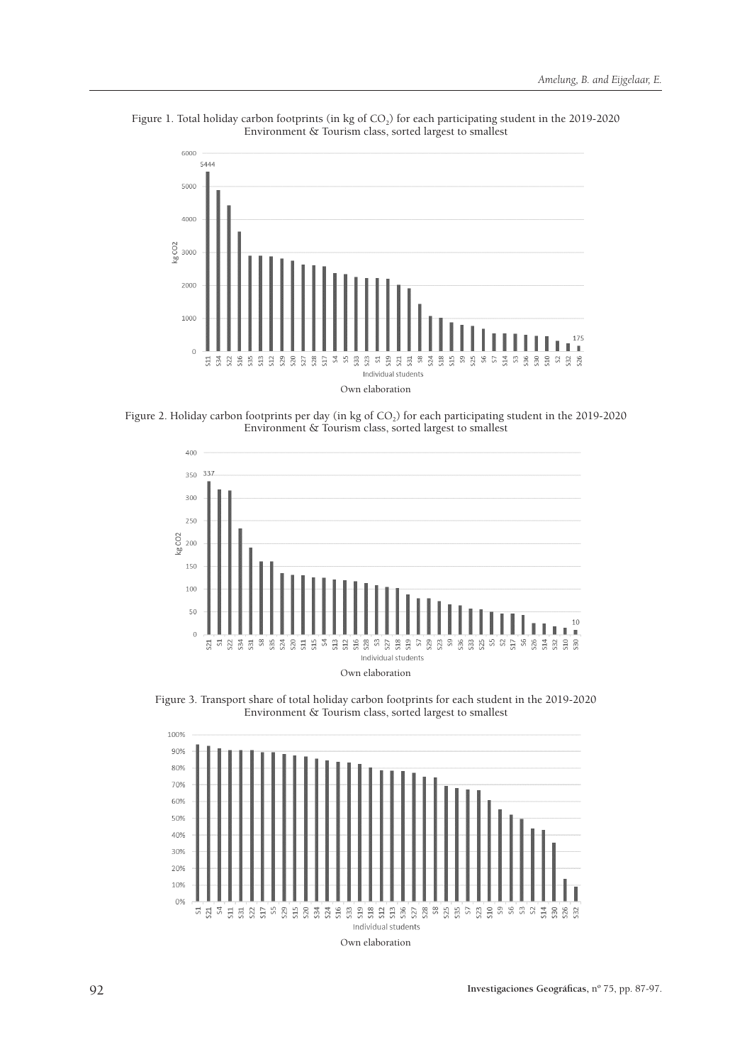Figure 1. Total holiday carbon footprints (in kg of $CO_2$) for each participating student in the 2019-2020 Environment & Tourism class, sorted largest to smallest

Own elaboration

Figure 2. Holiday carbon footprints per day (in kg of $CO_2$) for each participating student in the 2019-2020 Environment & Tourism class, sorted largest to smallest

Own elaboration

Figure 3. Transport share of total holiday carbon footprints for each student in the 2019-2020 Environment & Tourism class, sorted largest to smallest

Own elaboration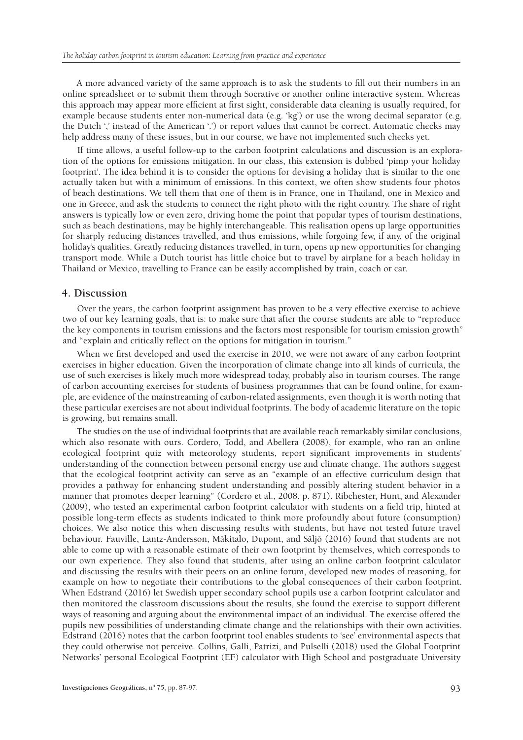A more advanced variety of the same approach is to ask the students to fill out their numbers in an online spreadsheet or to submit them through Socrative or another online interactive system. Whereas this approach may appear more efficient at first sight, considerable data cleaning is usually required, for example because students enter non-numerical data (e.g. 'kg') or use the wrong decimal separator (e.g. the Dutch ',' instead of the American '.') or report values that cannot be correct. Automatic checks may help address many of these issues, but in our course, we have not implemented such checks yet.

If time allows, a useful follow-up to the carbon footprint calculations and discussion is an exploration of the options for emissions mitigation. In our class, this extension is dubbed 'pimp your holiday footprint'. The idea behind it is to consider the options for devising a holiday that is similar to the one actually taken but with a minimum of emissions. In this context, we often show students four photos of beach destinations. We tell them that one of them is in France, one in Thailand, one in Mexico and one in Greece, and ask the students to connect the right photo with the right country. The share of right answers is typically low or even zero, driving home the point that popular types of tourism destinations, such as beach destinations, may be highly interchangeable. This realisation opens up large opportunities for sharply reducing distances travelled, and thus emissions, while forgoing few, if any, of the original holiday's qualities. Greatly reducing distances travelled, in turn, opens up new opportunities for changing transport mode. While a Dutch tourist has little choice but to travel by airplane for a beach holiday in Thailand or Mexico, travelling to France can be easily accomplished by train, coach or car.

## 4. Discussion

Over the years, the carbon footprint assignment has proven to be a very effective exercise to achieve two of our key learning goals, that is: to make sure that after the course students are able to "reproduce the key components in tourism emissions and the factors most responsible for tourism emission growth" and "explain and critically reflect on the options for mitigation in tourism."

When we first developed and used the exercise in 2010, we were not aware of any carbon footprint exercises in higher education. Given the incorporation of climate change into all kinds of curricula, the use of such exercises is likely much more widespread today, probably also in tourism courses. The range of carbon accounting exercises for students of business programmes that can be found online, for example, are evidence of the mainstreaming of carbon-related assignments, even though it is worth noting that these particular exercises are not about individual footprints. The body of academic literature on the topic is growing, but remains small.

The studies on the use of individual footprints that are available reach remarkably similar conclusions, which also resonate with ours. Cordero, Todd, and Abellera (2008), for example, who ran an online ecological footprint quiz with meteorology students, report significant improvements in students' understanding of the connection between personal energy use and climate change. The authors suggest that the ecological footprint activity can serve as an "example of an effective curriculum design that provides a pathway for enhancing student understanding and possibly altering student behavior in a manner that promotes deeper learning" (Cordero et al., 2008, p. 871). Ribchester, Hunt, and Alexander (2009), who tested an experimental carbon footprint calculator with students on a field trip, hinted at possible long-term effects as students indicated to think more profoundly about future (consumption) choices. We also notice this when discussing results with students, but have not tested future travel behaviour. Fauville, Lantz-Andersson, Mäkitalo, Dupont, and Säljö (2016) found that students are not able to come up with a reasonable estimate of their own footprint by themselves, which corresponds to our own experience. They also found that students, after using an online carbon footprint calculator and discussing the results with their peers on an online forum, developed new modes of reasoning, for example on how to negotiate their contributions to the global consequences of their carbon footprint. When Edstrand (2016) let Swedish upper secondary school pupils use a carbon footprint calculator and then monitored the classroom discussions about the results, she found the exercise to support different ways of reasoning and arguing about the environmental impact of an individual. The exercise offered the pupils new possibilities of understanding climate change and the relationships with their own activities. Edstrand (2016) notes that the carbon footprint tool enables students to 'see' environmental aspects that they could otherwise not perceive. Collins, Galli, Patrizi, and Pulselli (2018) used the Global Footprint Networks' personal Ecological Footprint (EF) calculator with High School and postgraduate University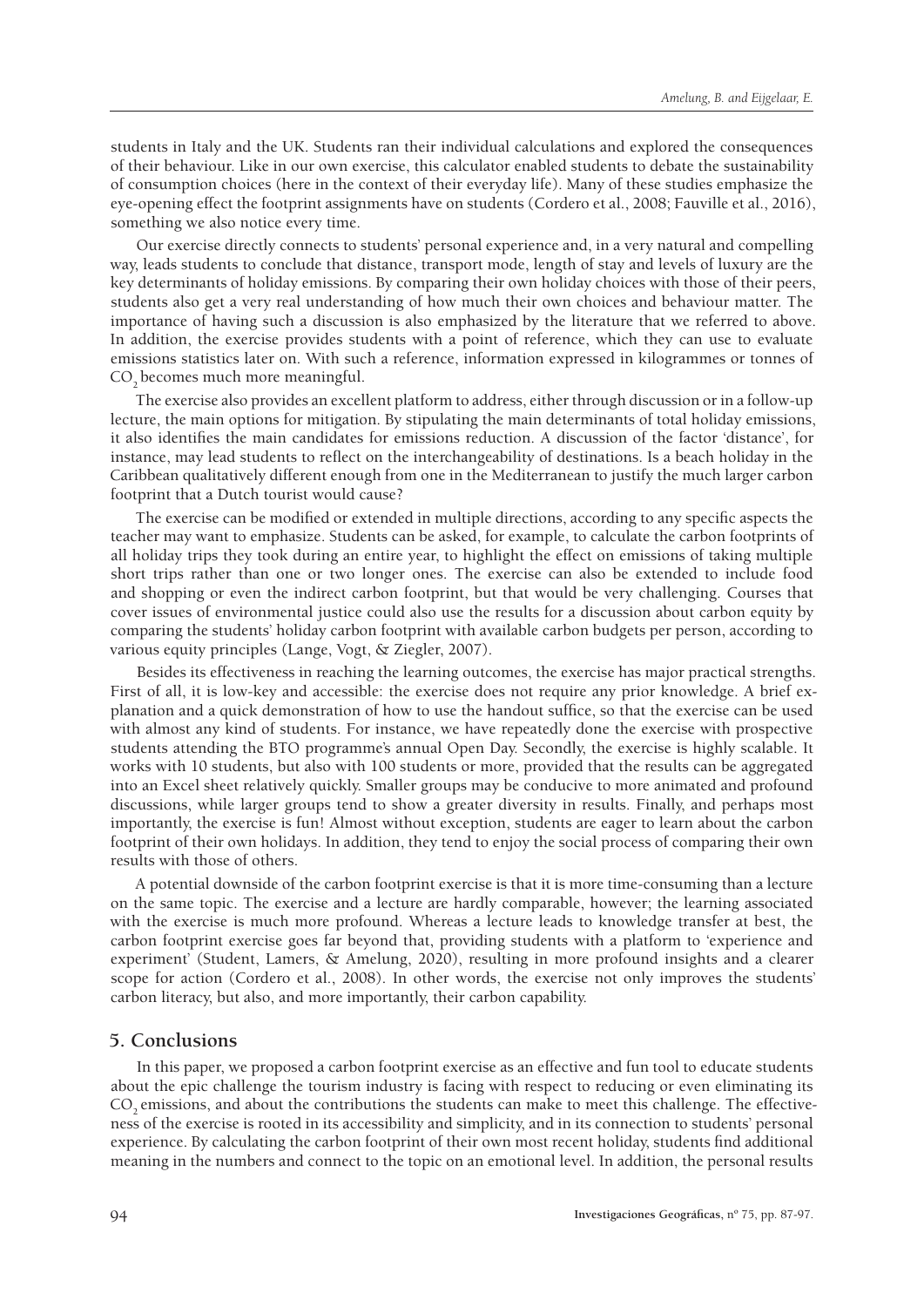students in Italy and the UK. Students ran their individual calculations and explored the consequences of their behaviour. Like in our own exercise, this calculator enabled students to debate the sustainability of consumption choices (here in the context of their everyday life). Many of these studies emphasize the eye-opening effect the footprint assignments have on students (Cordero et al., 2008; Fauville et al., 2016), something we also notice every time.

Our exercise directly connects to students' personal experience and, in a very natural and compelling way, leads students to conclude that distance, transport mode, length of stay and levels of luxury are the key determinants of holiday emissions. By comparing their own holiday choices with those of their peers, students also get a very real understanding of how much their own choices and behaviour matter. The importance of having such a discussion is also emphasized by the literature that we referred to above. In addition, the exercise provides students with a point of reference, which they can use to evaluate emissions statistics later on. With such a reference, information expressed in kilogrammes or tonnes of $CO_2$ becomes much more meaningful.

The exercise also provides an excellent platform to address, either through discussion or in a follow-up lecture, the main options for mitigation. By stipulating the main determinants of total holiday emissions, it also identifies the main candidates for emissions reduction. A discussion of the factor 'distance', for instance, may lead students to reflect on the interchangeability of destinations. Is a beach holiday in the Caribbean qualitatively different enough from one in the Mediterranean to justify the much larger carbon footprint that a Dutch tourist would cause?

The exercise can be modified or extended in multiple directions, according to any specific aspects the teacher may want to emphasize. Students can be asked, for example, to calculate the carbon footprints of all holiday trips they took during an entire year, to highlight the effect on emissions of taking multiple short trips rather than one or two longer ones. The exercise can also be extended to include food and shopping or even the indirect carbon footprint, but that would be very challenging. Courses that cover issues of environmental justice could also use the results for a discussion about carbon equity by comparing the students' holiday carbon footprint with available carbon budgets per person, according to various equity principles (Lange, Vogt, & Ziegler, 2007).

Besides its effectiveness in reaching the learning outcomes, the exercise has major practical strengths. First of all, it is low-key and accessible: the exercise does not require any prior knowledge. A brief explanation and a quick demonstration of how to use the handout suffice, so that the exercise can be used with almost any kind of students. For instance, we have repeatedly done the exercise with prospective students attending the BTO programme's annual Open Day. Secondly, the exercise is highly scalable. It works with 10 students, but also with 100 students or more, provided that the results can be aggregated into an Excel sheet relatively quickly. Smaller groups may be conducive to more animated and profound discussions, while larger groups tend to show a greater diversity in results. Finally, and perhaps most importantly, the exercise is fun! Almost without exception, students are eager to learn about the carbon footprint of their own holidays. In addition, they tend to enjoy the social process of comparing their own results with those of others.

A potential downside of the carbon footprint exercise is that it is more time-consuming than a lecture on the same topic. The exercise and a lecture are hardly comparable, however; the learning associated with the exercise is much more profound. Whereas a lecture leads to knowledge transfer at best, the carbon footprint exercise goes far beyond that, providing students with a platform to 'experience and experiment' (Student, Lamers, & Amelung, 2020), resulting in more profound insights and a clearer scope for action (Cordero et al., 2008). In other words, the exercise not only improves the students' carbon literacy, but also, and more importantly, their carbon capability.

## 5. Conclusions

In this paper, we proposed a carbon footprint exercise as an effective and fun tool to educate students about the epic challenge the tourism industry is facing with respect to reducing or even eliminating its $CO_2$ emissions, and about the contributions the students can make to meet this challenge. The effectiveness of the exercise is rooted in its accessibility and simplicity, and in its connection to students' personal experience. By calculating the carbon footprint of their own most recent holiday, students find additional meaning in the numbers and connect to the topic on an emotional level. In addition, the personal results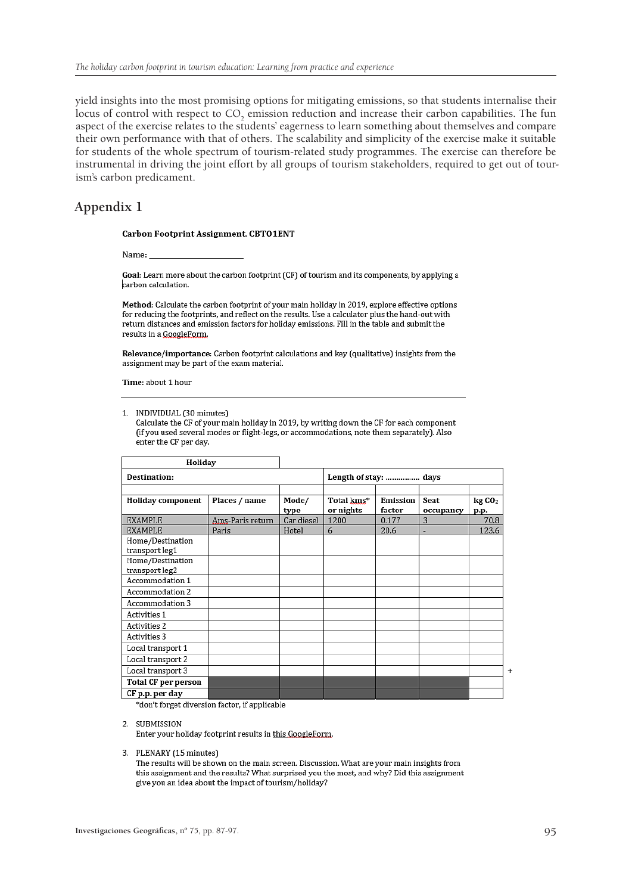yield insights into the most promising options for mitigating emissions, so that students internalise their locus of control with respect to $CO_2$ emission reduction and increase their carbon capabilities. The fun aspect of the exercise relates to the students' eagerness to learn something about themselves and compare their own performance with that of others. The scalability and simplicity of the exercise make it suitable for students of the whole spectrum of tourism-related study programmes. The exercise can therefore be instrumental in driving the joint effort by all groups of tourism stakeholders, required to get out of tourism's carbon predicament.

## Appendix 1

**Carbon Footprint Assignment, CBT01ENT**

**Name:** ______________________

**Goal**: Learn more about the carbon footprint (CF) of tourism and its components, by applying a carbon calculation.

**Method**: Calculate the carbon footprint of your main holiday in 2019, explore effective options for reducing the footprints, and reflect on the results. Use a calculator plus the hand-out with return distances and emission factors for holiday emissions. Fill in the table and submit the results in a GoogleForm.

**Relevance/importance**: Carbon footprint calculations and key (qualitative) insights from the assignment may be part of the exam material.

**Time:** about 1 hour

---

1. INDIVIDUAL (30 minutes)
   Calculate the CF of your main holiday in 2019, by writing down the CF for each component (if you used several modes or flight-legs, or accommodations, note them separately). Also enter the CF per day.

| **Holiday** | | | | | | |
|---|---|---|---|---|---|---|
| **Destination:** | | | **Length of stay: ............... days** | | | |
| | | | | | | |
| **Holiday component** | **Places / name** | **Mode/ type** | **Total kms\* or nights** | **Emission factor** | **Seat occupancy** | **kg $CO_2$ p.p.** |
| EXAMPLE | Ams-Paris return | Car diesel | 1200 | 0.177 | 3 | 70.8 |
| EXAMPLE | Paris | Hotel | 6 | 20.6 | - | 123.6 |
| Home/Destination transport leg1 | | | | | | |
| Home/Destination transport leg2 | | | | | | |
| Accommodation 1 | | | | | | |
| Accommodation 2 | | | | | | |
| Accommodation 3 | | | | | | |
| Activities 1 | | | | | | |
| Activities 2 | | | | | | |
| Activities 3 | | | | | | |
| Local transport 1 | | | | | | |
| Local transport 2 | | | | | | |
| Local transport 3 | | | | | | + |
| **Total CF per person** | | | | | | |
| **CF p.p. per day** | | | | | | |

\*don't forget diversion factor, if applicable

2. SUBMISSION
   Enter your holiday footprint results in this GoogleForm.

3. PLENARY (15 minutes)
   The results will be shown on the main screen. Discussion. What are your main insights from this assignment and the results? What surprised you the most, and why? Did this assignment give you an idea about the impact of tourism/holiday?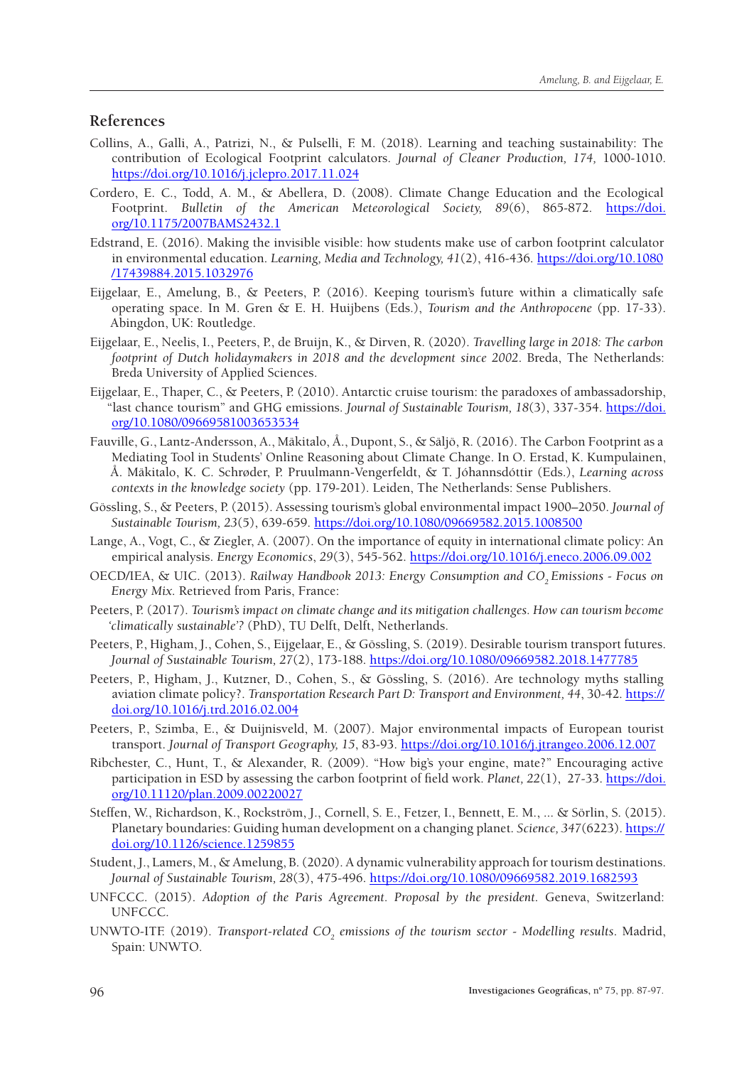## References

Collins, A., Galli, A., Patrizi, N., & Pulselli, F. M. (2018). Learning and teaching sustainability: The contribution of Ecological Footprint calculators. *Journal of Cleaner Production, 174,* 1000-1010. https://doi.org/10.1016/j.jclepro.2017.11.024

Cordero, E. C., Todd, A. M., & Abellera, D. (2008). Climate Change Education and the Ecological Footprint. *Bulletin of the American Meteorological Society, 89*(6), 865-872. https://doi.org/10.1175/2007BAMS2432.1

Edstrand, E. (2016). Making the invisible visible: how students make use of carbon footprint calculator in environmental education. *Learning, Media and Technology, 41*(2), 416-436. https://doi.org/10.1080/17439884.2015.1032976

Eijgelaar, E., Amelung, B., & Peeters, P. (2016). Keeping tourism's future within a climatically safe operating space. In M. Gren & E. H. Huijbens (Eds.), *Tourism and the Anthropocene* (pp. 17-33). Abingdon, UK: Routledge.

Eijgelaar, E., Neelis, I., Peeters, P., de Bruijn, K., & Dirven, R. (2020). *Travelling large in 2018: The carbon footprint of Dutch holidaymakers in 2018 and the development since 2002*. Breda, The Netherlands: Breda University of Applied Sciences.

Eijgelaar, E., Thaper, C., & Peeters, P. (2010). Antarctic cruise tourism: the paradoxes of ambassadorship, "last chance tourism" and GHG emissions. *Journal of Sustainable Tourism, 18*(3), 337-354. https://doi.org/10.1080/09669581003653534

Fauville, G., Lantz-Andersson, A., Mäkitalo, Å., Dupont, S., & Säljö, R. (2016). The Carbon Footprint as a Mediating Tool in Students' Online Reasoning about Climate Change. In O. Erstad, K. Kumpulainen, Å. Mäkitalo, K. C. Schrøder, P. Pruulmann-Vengerfeldt, & T. Jóhannsdóttir (Eds.), *Learning across contexts in the knowledge society* (pp. 179-201). Leiden, The Netherlands: Sense Publishers.

Gössling, S., & Peeters, P. (2015). Assessing tourism's global environmental impact 1900–2050. *Journal of Sustainable Tourism, 23*(5), 639-659. https://doi.org/10.1080/09669582.2015.1008500

Lange, A., Vogt, C., & Ziegler, A. (2007). On the importance of equity in international climate policy: An empirical analysis. *Energy Economics*, *29*(3), 545-562. https://doi.org/10.1016/j.eneco.2006.09.002

OECD/IEA, & UIC. (2013). *Railway Handbook 2013: Energy Consumption and $CO_2$ Emissions - Focus on Energy Mix.* Retrieved from Paris, France:

Peeters, P. (2017). *Tourism's impact on climate change and its mitigation challenges. How can tourism become 'climatically sustainable'?* (PhD), TU Delft, Delft, Netherlands.

Peeters, P., Higham, J., Cohen, S., Eijgelaar, E., & Gössling, S. (2019). Desirable tourism transport futures. *Journal of Sustainable Tourism, 27*(2), 173-188. https://doi.org/10.1080/09669582.2018.1477785

Peeters, P., Higham, J., Kutzner, D., Cohen, S., & Gössling, S. (2016). Are technology myths stalling aviation climate policy?. *Transportation Research Part D: Transport and Environment, 44*, 30-42. https://doi.org/10.1016/j.trd.2016.02.004

Peeters, P., Szimba, E., & Duijnisveld, M. (2007). Major environmental impacts of European tourist transport. *Journal of Transport Geography, 15*, 83-93. https://doi.org/10.1016/j.jtrangeo.2006.12.007

Ribchester, C., Hunt, T., & Alexander, R. (2009). "How big's your engine, mate?" Encouraging active participation in ESD by assessing the carbon footprint of field work. *Planet, 22*(1), 27-33. https://doi.org/10.11120/plan.2009.00220027

Steffen, W., Richardson, K., Rockström, J., Cornell, S. E., Fetzer, I., Bennett, E. M., ... & Sörlin, S. (2015). Planetary boundaries: Guiding human development on a changing planet. *Science, 347*(6223). https://doi.org/10.1126/science.1259855

Student, J., Lamers, M., & Amelung, B. (2020). A dynamic vulnerability approach for tourism destinations. *Journal of Sustainable Tourism, 28*(3), 475-496. https://doi.org/10.1080/09669582.2019.1682593

UNFCCC. (2015). *Adoption of the Paris Agreement. Proposal by the president*. Geneva, Switzerland: UNFCCC.

UNWTO-ITF. (2019). *Transport-related $CO_2$ emissions of the tourism sector - Modelling results*. Madrid, Spain: UNWTO.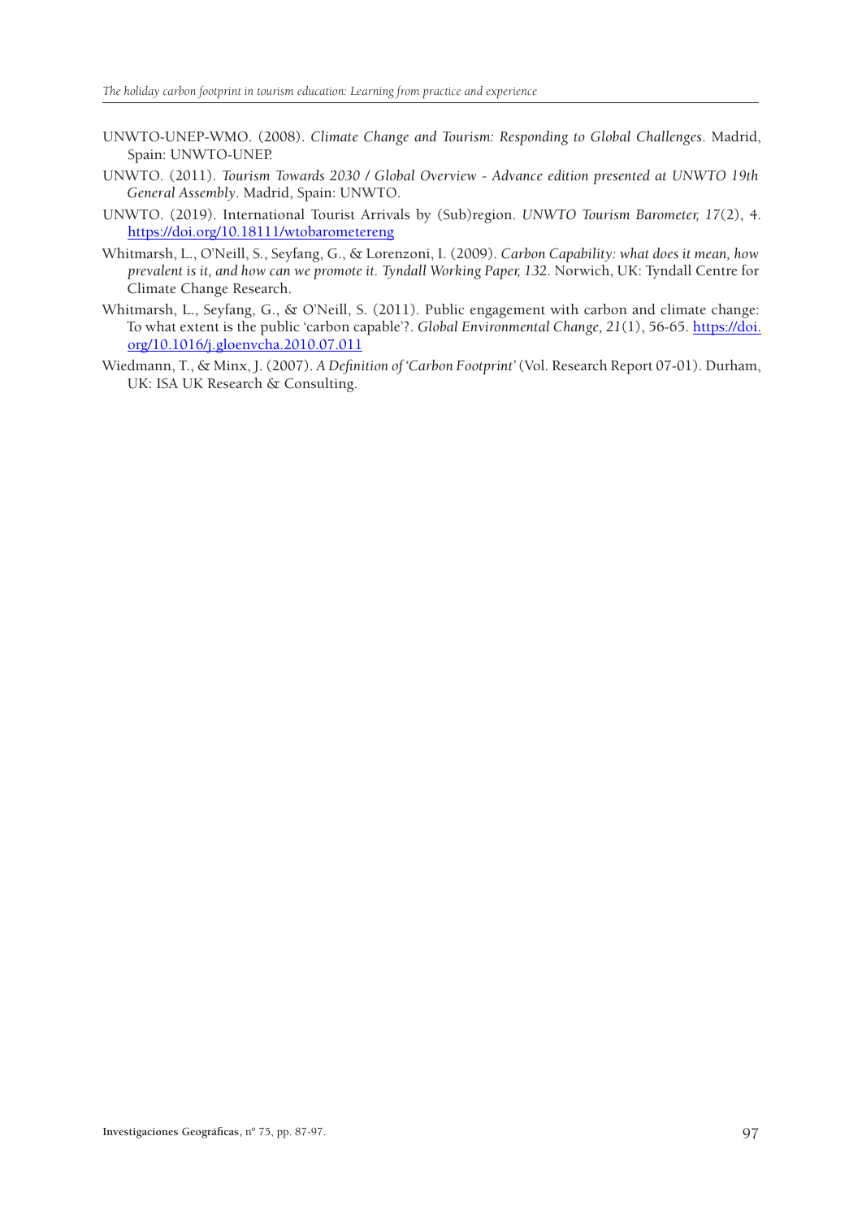UNWTO-UNEP-WMO. (2008). *Climate Change and Tourism: Responding to Global Challenges*. Madrid, Spain: UNWTO-UNEP.

UNWTO. (2011). *Tourism Towards 2030 / Global Overview - Advance edition presented at UNWTO 19th General Assembly*. Madrid, Spain: UNWTO.

UNWTO. (2019). International Tourist Arrivals by (Sub)region. *UNWTO Tourism Barometer, 17*(2), 4. https://doi.org/10.18111/wtobarometereng

Whitmarsh, L., O'Neill, S., Seyfang, G., & Lorenzoni, I. (2009). *Carbon Capability: what does it mean, how prevalent is it, and how can we promote it. Tyndall Working Paper, 132*. Norwich, UK: Tyndall Centre for Climate Change Research.

Whitmarsh, L., Seyfang, G., & O'Neill, S. (2011). Public engagement with carbon and climate change: To what extent is the public 'carbon capable'?. *Global Environmental Change, 21*(1), 56-65. https://doi.org/10.1016/j.gloenvcha.2010.07.011

Wiedmann, T., & Minx, J. (2007). *A Definition of 'Carbon Footprint'* (Vol. Research Report 07-01). Durham, UK: ISA UK Research & Consulting.